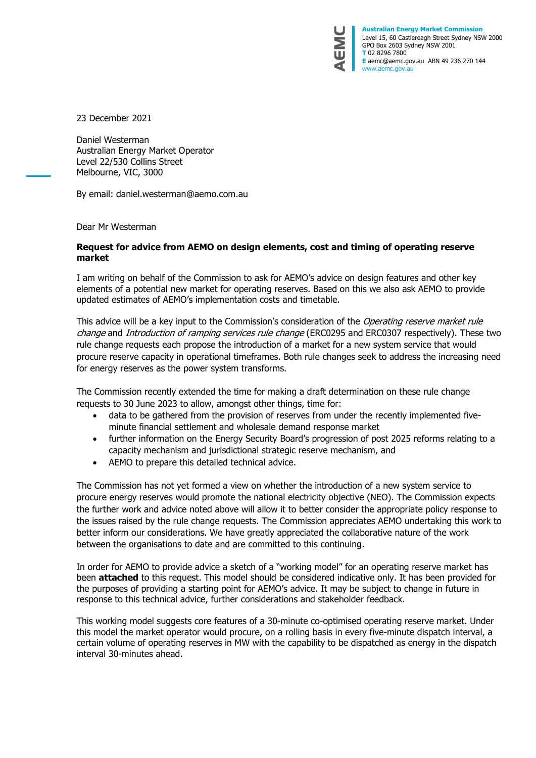Australian Energy Market Commission
Level 15, 60 Castlereagh Street Sydney NSW 2000
GPO Box 2603 Sydney NSW 2001
**T** 02 8296 7800
**E** aemc@aemc.gov.au ABN 49 236 270 144
www.aemc.gov.au

23 December 2021

Daniel Westerman
Australian Energy Market Operator
Level 22/530 Collins Street
Melbourne, VIC, 3000

By email: daniel.westerman@aemo.com.au

Dear Mr Westerman

**Request for advice from AEMO on design elements, cost and timing of operating reserve market**

I am writing on behalf of the Commission to ask for AEMO's advice on design features and other key elements of a potential new market for operating reserves. Based on this we also ask AEMO to provide updated estimates of AEMO's implementation costs and timetable.

This advice will be a key input to the Commission's consideration of the *Operating reserve market rule change* and *Introduction of ramping services rule change* (ERC0295 and ERC0307 respectively). These two rule change requests each propose the introduction of a market for a new system service that would procure reserve capacity in operational timeframes. Both rule changes seek to address the increasing need for energy reserves as the power system transforms.

The Commission recently extended the time for making a draft determination on these rule change requests to 30 June 2023 to allow, amongst other things, time for:

- data to be gathered from the provision of reserves from under the recently implemented five-minute financial settlement and wholesale demand response market
- further information on the Energy Security Board's progression of post 2025 reforms relating to a capacity mechanism and jurisdictional strategic reserve mechanism, and
- AEMO to prepare this detailed technical advice.

The Commission has not yet formed a view on whether the introduction of a new system service to procure energy reserves would promote the national electricity objective (NEO). The Commission expects the further work and advice noted above will allow it to better consider the appropriate policy response to the issues raised by the rule change requests. The Commission appreciates AEMO undertaking this work to better inform our considerations. We have greatly appreciated the collaborative nature of the work between the organisations to date and are committed to this continuing.

In order for AEMO to provide advice a sketch of a "working model" for an operating reserve market has been **attached** to this request. This model should be considered indicative only. It has been provided for the purposes of providing a starting point for AEMO's advice. It may be subject to change in future in response to this technical advice, further considerations and stakeholder feedback.

This working model suggests core features of a 30-minute co-optimised operating reserve market. Under this model the market operator would procure, on a rolling basis in every five-minute dispatch interval, a certain volume of operating reserves in MW with the capability to be dispatched as energy in the dispatch interval 30-minutes ahead.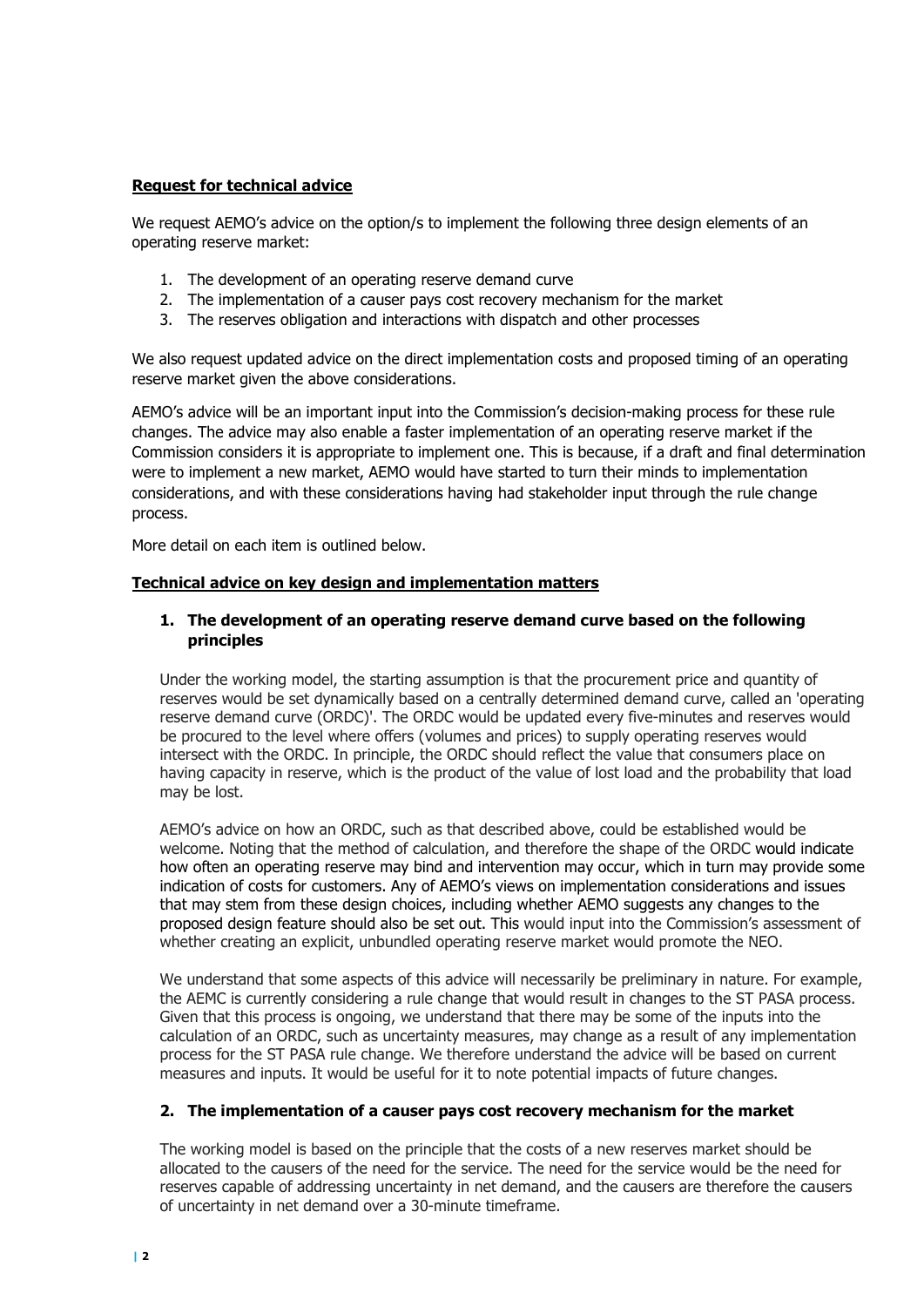**Request for technical advice**

We request AEMO's advice on the option/s to implement the following three design elements of an operating reserve market:

1. The development of an operating reserve demand curve
2. The implementation of a causer pays cost recovery mechanism for the market
3. The reserves obligation and interactions with dispatch and other processes

We also request updated advice on the direct implementation costs and proposed timing of an operating reserve market given the above considerations.

AEMO's advice will be an important input into the Commission's decision-making process for these rule changes. The advice may also enable a faster implementation of an operating reserve market if the Commission considers it is appropriate to implement one. This is because, if a draft and final determination were to implement a new market, AEMO would have started to turn their minds to implementation considerations, and with these considerations having had stakeholder input through the rule change process.

More detail on each item is outlined below.

**Technical advice on key design and implementation matters**

**1. The development of an operating reserve demand curve based on the following principles**

Under the working model, the starting assumption is that the procurement price and quantity of reserves would be set dynamically based on a centrally determined demand curve, called an 'operating reserve demand curve (ORDC)'. The ORDC would be updated every five-minutes and reserves would be procured to the level where offers (volumes and prices) to supply operating reserves would intersect with the ORDC. In principle, the ORDC should reflect the value that consumers place on having capacity in reserve, which is the product of the value of lost load and the probability that load may be lost.

AEMO's advice on how an ORDC, such as that described above, could be established would be welcome. Noting that the method of calculation, and therefore the shape of the ORDC would indicate how often an operating reserve may bind and intervention may occur, which in turn may provide some indication of costs for customers. Any of AEMO's views on implementation considerations and issues that may stem from these design choices, including whether AEMO suggests any changes to the proposed design feature should also be set out. This would input into the Commission's assessment of whether creating an explicit, unbundled operating reserve market would promote the NEO.

We understand that some aspects of this advice will necessarily be preliminary in nature. For example, the AEMC is currently considering a rule change that would result in changes to the ST PASA process. Given that this process is ongoing, we understand that there may be some of the inputs into the calculation of an ORDC, such as uncertainty measures, may change as a result of any implementation process for the ST PASA rule change. We therefore understand the advice will be based on current measures and inputs. It would be useful for it to note potential impacts of future changes.

**2. The implementation of a causer pays cost recovery mechanism for the market**

The working model is based on the principle that the costs of a new reserves market should be allocated to the causers of the need for the service. The need for the service would be the need for reserves capable of addressing uncertainty in net demand, and the causers are therefore the causers of uncertainty in net demand over a 30-minute timeframe.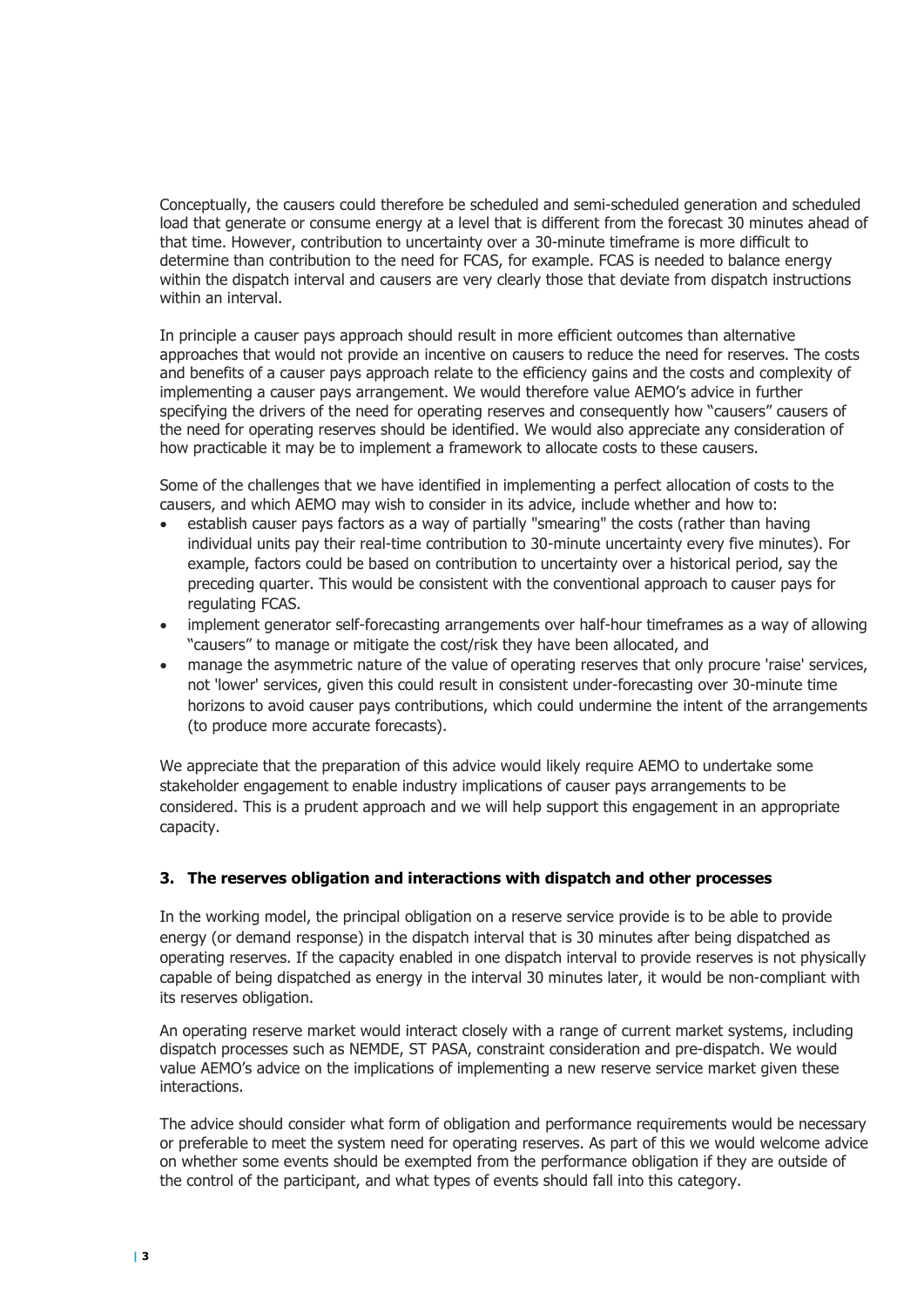Conceptually, the causers could therefore be scheduled and semi-scheduled generation and scheduled load that generate or consume energy at a level that is different from the forecast 30 minutes ahead of that time. However, contribution to uncertainty over a 30-minute timeframe is more difficult to determine than contribution to the need for FCAS, for example. FCAS is needed to balance energy within the dispatch interval and causers are very clearly those that deviate from dispatch instructions within an interval.

In principle a causer pays approach should result in more efficient outcomes than alternative approaches that would not provide an incentive on causers to reduce the need for reserves. The costs and benefits of a causer pays approach relate to the efficiency gains and the costs and complexity of implementing a causer pays arrangement. We would therefore value AEMO's advice in further specifying the drivers of the need for operating reserves and consequently how "causers" causers of the need for operating reserves should be identified. We would also appreciate any consideration of how practicable it may be to implement a framework to allocate costs to these causers.

Some of the challenges that we have identified in implementing a perfect allocation of costs to the causers, and which AEMO may wish to consider in its advice, include whether and how to:

- establish causer pays factors as a way of partially "smearing" the costs (rather than having individual units pay their real-time contribution to 30-minute uncertainty every five minutes). For example, factors could be based on contribution to uncertainty over a historical period, say the preceding quarter. This would be consistent with the conventional approach to causer pays for regulating FCAS.
- implement generator self-forecasting arrangements over half-hour timeframes as a way of allowing "causers" to manage or mitigate the cost/risk they have been allocated, and
- manage the asymmetric nature of the value of operating reserves that only procure 'raise' services, not 'lower' services, given this could result in consistent under-forecasting over 30-minute time horizons to avoid causer pays contributions, which could undermine the intent of the arrangements (to produce more accurate forecasts).

We appreciate that the preparation of this advice would likely require AEMO to undertake some stakeholder engagement to enable industry implications of causer pays arrangements to be considered. This is a prudent approach and we will help support this engagement in an appropriate capacity.

### 3. The reserves obligation and interactions with dispatch and other processes

In the working model, the principal obligation on a reserve service provide is to be able to provide energy (or demand response) in the dispatch interval that is 30 minutes after being dispatched as operating reserves. If the capacity enabled in one dispatch interval to provide reserves is not physically capable of being dispatched as energy in the interval 30 minutes later, it would be non-compliant with its reserves obligation.

An operating reserve market would interact closely with a range of current market systems, including dispatch processes such as NEMDE, ST PASA, constraint consideration and pre-dispatch. We would value AEMO's advice on the implications of implementing a new reserve service market given these interactions.

The advice should consider what form of obligation and performance requirements would be necessary or preferable to meet the system need for operating reserves. As part of this we would welcome advice on whether some events should be exempted from the performance obligation if they are outside of the control of the participant, and what types of events should fall into this category.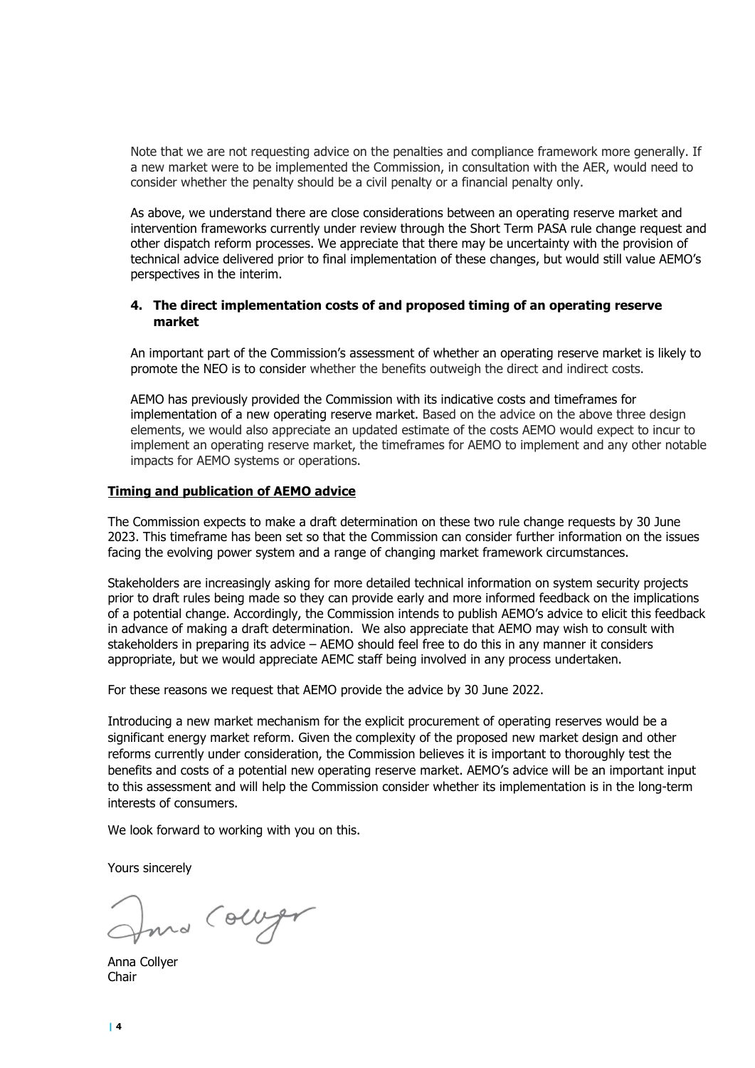Note that we are not requesting advice on the penalties and compliance framework more generally. If a new market were to be implemented the Commission, in consultation with the AER, would need to consider whether the penalty should be a civil penalty or a financial penalty only.

As above, we understand there are close considerations between an operating reserve market and intervention frameworks currently under review through the Short Term PASA rule change request and other dispatch reform processes. We appreciate that there may be uncertainty with the provision of technical advice delivered prior to final implementation of these changes, but would still value AEMO's perspectives in the interim.

**4. The direct implementation costs of and proposed timing of an operating reserve market**

An important part of the Commission's assessment of whether an operating reserve market is likely to promote the NEO is to consider whether the benefits outweigh the direct and indirect costs.

AEMO has previously provided the Commission with its indicative costs and timeframes for implementation of a new operating reserve market. Based on the advice on the above three design elements, we would also appreciate an updated estimate of the costs AEMO would expect to incur to implement an operating reserve market, the timeframes for AEMO to implement and any other notable impacts for AEMO systems or operations.

**Timing and publication of AEMO advice**

The Commission expects to make a draft determination on these two rule change requests by 30 June 2023. This timeframe has been set so that the Commission can consider further information on the issues facing the evolving power system and a range of changing market framework circumstances.

Stakeholders are increasingly asking for more detailed technical information on system security projects prior to draft rules being made so they can provide early and more informed feedback on the implications of a potential change. Accordingly, the Commission intends to publish AEMO's advice to elicit this feedback in advance of making a draft determination. We also appreciate that AEMO may wish to consult with stakeholders in preparing its advice – AEMO should feel free to do this in any manner it considers appropriate, but we would appreciate AEMC staff being involved in any process undertaken.

For these reasons we request that AEMO provide the advice by 30 June 2022.

Introducing a new market mechanism for the explicit procurement of operating reserves would be a significant energy market reform. Given the complexity of the proposed new market design and other reforms currently under consideration, the Commission believes it is important to thoroughly test the benefits and costs of a potential new operating reserve market. AEMO's advice will be an important input to this assessment and will help the Commission consider whether its implementation is in the long-term interests of consumers.

We look forward to working with you on this.

Yours sincerely

Anna Collyer
Chair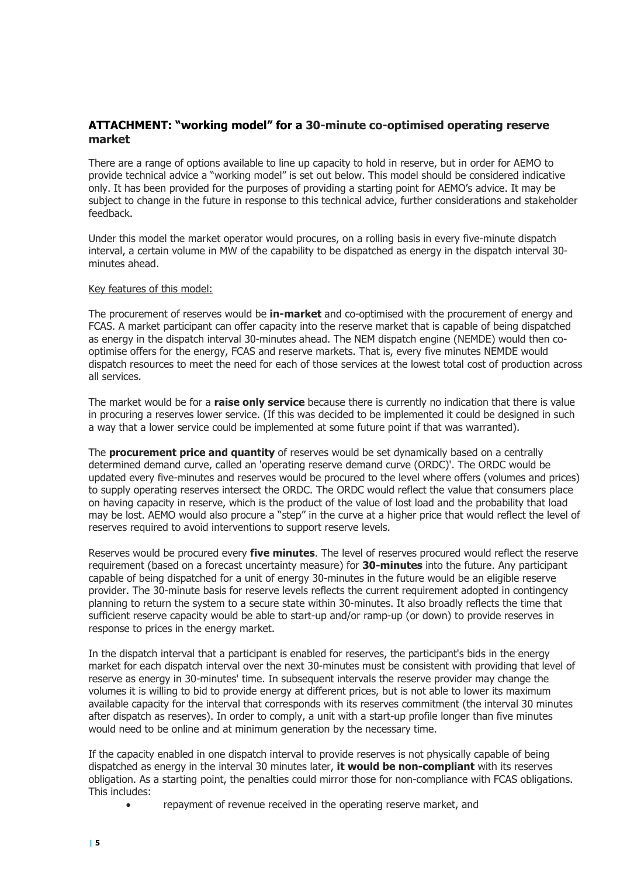## ATTACHMENT: "working model" for a 30-minute co-optimised operating reserve market

There are a range of options available to line up capacity to hold in reserve, but in order for AEMO to provide technical advice a "working model" is set out below. This model should be considered indicative only. It has been provided for the purposes of providing a starting point for AEMO's advice. It may be subject to change in the future in response to this technical advice, further considerations and stakeholder feedback.

Under this model the market operator would procures, on a rolling basis in every five-minute dispatch interval, a certain volume in MW of the capability to be dispatched as energy in the dispatch interval 30-minutes ahead.

Key features of this model:

The procurement of reserves would be **in-market** and co-optimised with the procurement of energy and FCAS. A market participant can offer capacity into the reserve market that is capable of being dispatched as energy in the dispatch interval 30-minutes ahead. The NEM dispatch engine (NEMDE) would then co-optimise offers for the energy, FCAS and reserve markets. That is, every five minutes NEMDE would dispatch resources to meet the need for each of those services at the lowest total cost of production across all services.

The market would be for a **raise only service** because there is currently no indication that there is value in procuring a reserves lower service. (If this was decided to be implemented it could be designed in such a way that a lower service could be implemented at some future point if that was warranted).

The **procurement price and quantity** of reserves would be set dynamically based on a centrally determined demand curve, called an 'operating reserve demand curve (ORDC)'. The ORDC would be updated every five-minutes and reserves would be procured to the level where offers (volumes and prices) to supply operating reserves intersect the ORDC. The ORDC would reflect the value that consumers place on having capacity in reserve, which is the product of the value of lost load and the probability that load may be lost. AEMO would also procure a "step" in the curve at a higher price that would reflect the level of reserves required to avoid interventions to support reserve levels.

Reserves would be procured every **five minutes**. The level of reserves procured would reflect the reserve requirement (based on a forecast uncertainty measure) for **30-minutes** into the future. Any participant capable of being dispatched for a unit of energy 30-minutes in the future would be an eligible reserve provider. The 30-minute basis for reserve levels reflects the current requirement adopted in contingency planning to return the system to a secure state within 30-minutes. It also broadly reflects the time that sufficient reserve capacity would be able to start-up and/or ramp-up (or down) to provide reserves in response to prices in the energy market.

In the dispatch interval that a participant is enabled for reserves, the participant's bids in the energy market for each dispatch interval over the next 30-minutes must be consistent with providing that level of reserve as energy in 30-minutes' time. In subsequent intervals the reserve provider may change the volumes it is willing to bid to provide energy at different prices, but is not able to lower its maximum available capacity for the interval that corresponds with its reserves commitment (the interval 30 minutes after dispatch as reserves). In order to comply, a unit with a start-up profile longer than five minutes would need to be online and at minimum generation by the necessary time.

If the capacity enabled in one dispatch interval to provide reserves is not physically capable of being dispatched as energy in the interval 30 minutes later, **it would be non-compliant** with its reserves obligation. As a starting point, the penalties could mirror those for non-compliance with FCAS obligations. This includes:

- repayment of revenue received in the operating reserve market, and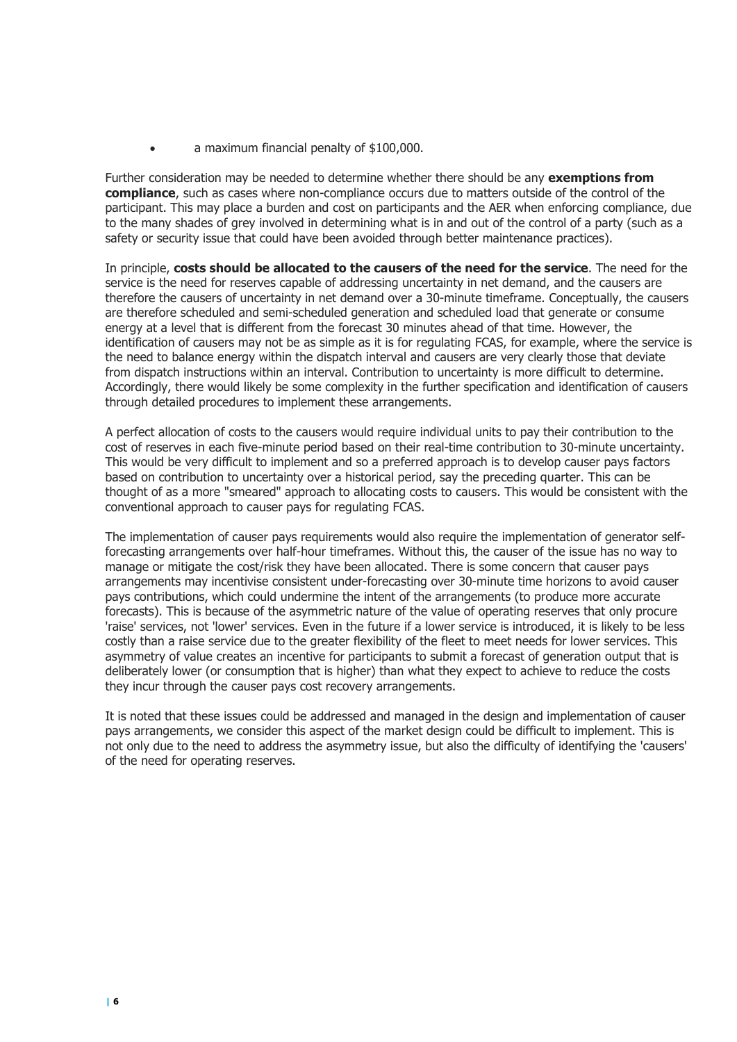- a maximum financial penalty of $100,000.

Further consideration may be needed to determine whether there should be any **exemptions from compliance**, such as cases where non-compliance occurs due to matters outside of the control of the participant. This may place a burden and cost on participants and the AER when enforcing compliance, due to the many shades of grey involved in determining what is in and out of the control of a party (such as a safety or security issue that could have been avoided through better maintenance practices).

In principle, **costs should be allocated to the causers of the need for the service**. The need for the service is the need for reserves capable of addressing uncertainty in net demand, and the causers are therefore the causers of uncertainty in net demand over a 30-minute timeframe. Conceptually, the causers are therefore scheduled and semi-scheduled generation and scheduled load that generate or consume energy at a level that is different from the forecast 30 minutes ahead of that time. However, the identification of causers may not be as simple as it is for regulating FCAS, for example, where the service is the need to balance energy within the dispatch interval and causers are very clearly those that deviate from dispatch instructions within an interval. Contribution to uncertainty is more difficult to determine. Accordingly, there would likely be some complexity in the further specification and identification of causers through detailed procedures to implement these arrangements.

A perfect allocation of costs to the causers would require individual units to pay their contribution to the cost of reserves in each five-minute period based on their real-time contribution to 30-minute uncertainty. This would be very difficult to implement and so a preferred approach is to develop causer pays factors based on contribution to uncertainty over a historical period, say the preceding quarter. This can be thought of as a more "smeared" approach to allocating costs to causers. This would be consistent with the conventional approach to causer pays for regulating FCAS.

The implementation of causer pays requirements would also require the implementation of generator self-forecasting arrangements over half-hour timeframes. Without this, the causer of the issue has no way to manage or mitigate the cost/risk they have been allocated. There is some concern that causer pays arrangements may incentivise consistent under-forecasting over 30-minute time horizons to avoid causer pays contributions, which could undermine the intent of the arrangements (to produce more accurate forecasts). This is because of the asymmetric nature of the value of operating reserves that only procure 'raise' services, not 'lower' services. Even in the future if a lower service is introduced, it is likely to be less costly than a raise service due to the greater flexibility of the fleet to meet needs for lower services. This asymmetry of value creates an incentive for participants to submit a forecast of generation output that is deliberately lower (or consumption that is higher) than what they expect to achieve to reduce the costs they incur through the causer pays cost recovery arrangements.

It is noted that these issues could be addressed and managed in the design and implementation of causer pays arrangements, we consider this aspect of the market design could be difficult to implement. This is not only due to the need to address the asymmetry issue, but also the difficulty of identifying the 'causers' of the need for operating reserves.